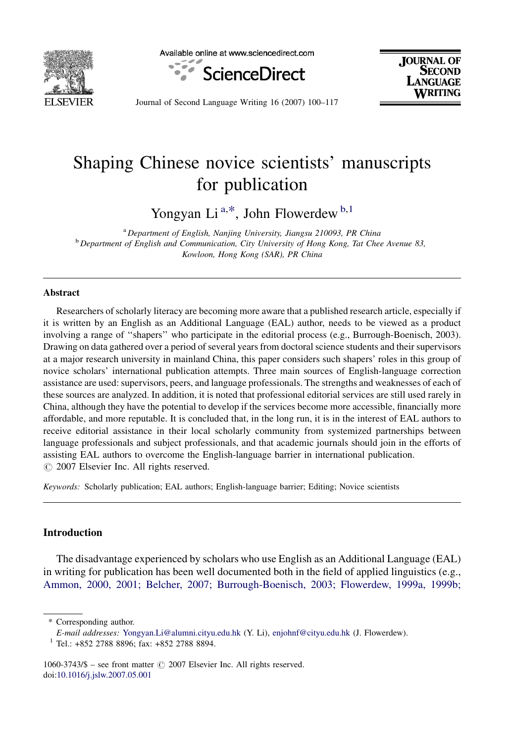# Shaping Chinese novice scientists' manuscripts for publication

Yongyan Li [a,*], John Flowerdew [b,1]

[a] Department of English, Nanjing University, Jiangsu 210093, PR China
[b] Department of English and Communication, City University of Hong Kong, Tat Chee Avenue 83, Kowloon, Hong Kong (SAR), PR China

## Abstract

Researchers of scholarly literacy are becoming more aware that a published research article, especially if it is written by an English as an Additional Language (EAL) author, needs to be viewed as a product involving a range of ''shapers'' who participate in the editorial process (e.g., Burrough-Boenisch, 2003). Drawing on data gathered over a period of several years from doctoral science students and their supervisors at a major research university in mainland China, this paper considers such shapers' roles in this group of novice scholars' international publication attempts. Three main sources of English-language correction assistance are used: supervisors, peers, and language professionals. The strengths and weaknesses of each of these sources are analyzed. In addition, it is noted that professional editorial services are still used rarely in China, although they have the potential to develop if the services become more accessible, financially more affordable, and more reputable. It is concluded that, in the long run, it is in the interest of EAL authors to receive editorial assistance in their local scholarly community from systemized partnerships between language professionals and subject professionals, and that academic journals should join in the efforts of assisting EAL authors to overcome the English-language barrier in international publication.
© 2007 Elsevier Inc. All rights reserved.

*Keywords:* Scholarly publication; EAL authors; English-language barrier; Editing; Novice scientists

## Introduction

The disadvantage experienced by scholars who use English as an Additional Language (EAL) in writing for publication has been well documented both in the field of applied linguistics (e.g., Ammon, 2000, 2001; Belcher, 2007; Burrough-Boenisch, 2003; Flowerdew, 1999a, 1999b;

* Corresponding author.
*E-mail addresses:* Yongyan.Li@alumni.cityu.edu.hk (Y. Li), enjohnf@cityu.edu.hk (J. Flowerdew).
[1] Tel.: +852 2788 8896; fax: +852 2788 8894.

1060-3743/$ – see front matter © 2007 Elsevier Inc. All rights reserved.
doi:10.1016/j.jslw.2007.05.001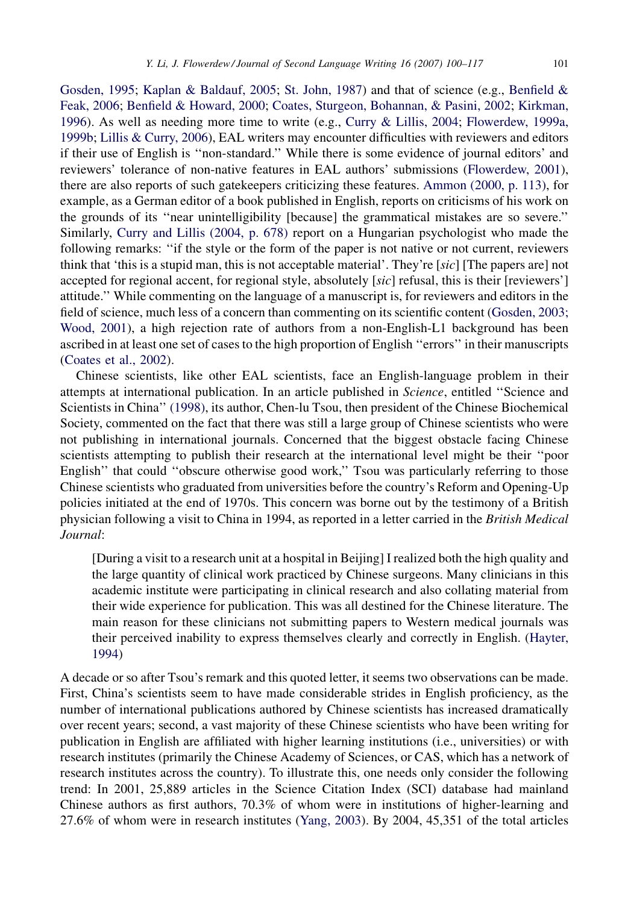Gosden, 1995; Kaplan & Baldauf, 2005; St. John, 1987) and that of science (e.g., Benfield & Feak, 2006; Benfield & Howard, 2000; Coates, Sturgeon, Bohannan, & Pasini, 2002; Kirkman, 1996). As well as needing more time to write (e.g., Curry & Lillis, 2004; Flowerdew, 1999a, 1999b; Lillis & Curry, 2006), EAL writers may encounter difficulties with reviewers and editors if their use of English is ''non-standard.'' While there is some evidence of journal editors' and reviewers' tolerance of non-native features in EAL authors' submissions (Flowerdew, 2001), there are also reports of such gatekeepers criticizing these features. Ammon (2000, p. 113), for example, as a German editor of a book published in English, reports on criticisms of his work on the grounds of its ''near unintelligibility [because] the grammatical mistakes are so severe.'' Similarly, Curry and Lillis (2004, p. 678) report on a Hungarian psychologist who made the following remarks: ''if the style or the form of the paper is not native or not current, reviewers think that 'this is a stupid man, this is not acceptable material'. They're [*sic*] [The papers are] not accepted for regional accent, for regional style, absolutely [*sic*] refusal, this is their [reviewers'] attitude.'' While commenting on the language of a manuscript is, for reviewers and editors in the field of science, much less of a concern than commenting on its scientific content (Gosden, 2003; Wood, 2001), a high rejection rate of authors from a non-English-L1 background has been ascribed in at least one set of cases to the high proportion of English ''errors'' in their manuscripts (Coates et al., 2002).

Chinese scientists, like other EAL scientists, face an English-language problem in their attempts at international publication. In an article published in *Science*, entitled ''Science and Scientists in China'' (1998), its author, Chen-lu Tsou, then president of the Chinese Biochemical Society, commented on the fact that there was still a large group of Chinese scientists who were not publishing in international journals. Concerned that the biggest obstacle facing Chinese scientists attempting to publish their research at the international level might be their ''poor English'' that could ''obscure otherwise good work,'' Tsou was particularly referring to those Chinese scientists who graduated from universities before the country's Reform and Opening-Up policies initiated at the end of 1970s. This concern was borne out by the testimony of a British physician following a visit to China in 1994, as reported in a letter carried in the *British Medical Journal*:

> [During a visit to a research unit at a hospital in Beijing] I realized both the high quality and the large quantity of clinical work practiced by Chinese surgeons. Many clinicians in this academic institute were participating in clinical research and also collating material from their wide experience for publication. This was all destined for the Chinese literature. The main reason for these clinicians not submitting papers to Western medical journals was their perceived inability to express themselves clearly and correctly in English. (Hayter, 1994)

A decade or so after Tsou's remark and this quoted letter, it seems two observations can be made. First, China's scientists seem to have made considerable strides in English proficiency, as the number of international publications authored by Chinese scientists has increased dramatically over recent years; second, a vast majority of these Chinese scientists who have been writing for publication in English are affiliated with higher learning institutions (i.e., universities) or with research institutes (primarily the Chinese Academy of Sciences, or CAS, which has a network of research institutes across the country). To illustrate this, one needs only consider the following trend: In 2001, 25,889 articles in the Science Citation Index (SCI) database had mainland Chinese authors as first authors, 70.3% of whom were in institutions of higher-learning and 27.6% of whom were in research institutes (Yang, 2003). By 2004, 45,351 of the total articles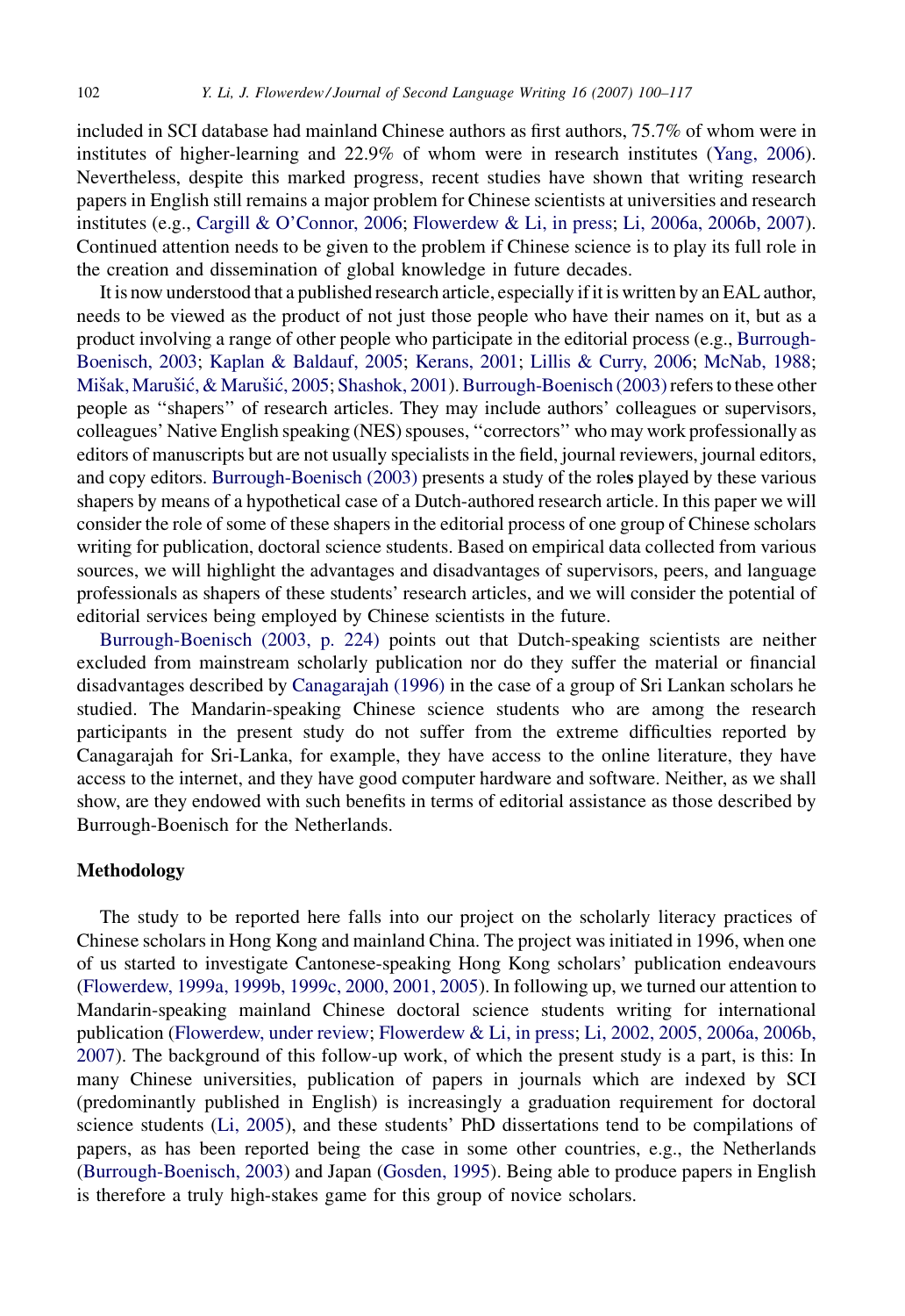included in SCI database had mainland Chinese authors as first authors, 75.7% of whom were in institutes of higher-learning and 22.9% of whom were in research institutes (Yang, 2006). Nevertheless, despite this marked progress, recent studies have shown that writing research papers in English still remains a major problem for Chinese scientists at universities and research institutes (e.g., Cargill & O'Connor, 2006; Flowerdew & Li, in press; Li, 2006a, 2006b, 2007). Continued attention needs to be given to the problem if Chinese science is to play its full role in the creation and dissemination of global knowledge in future decades.

It is now understood that a published research article, especially if it is written by an EAL author, needs to be viewed as the product of not just those people who have their names on it, but as a product involving a range of other people who participate in the editorial process (e.g., Burrough-Boenisch, 2003; Kaplan & Baldauf, 2005; Kerans, 2001; Lillis & Curry, 2006; McNab, 1988; Mišak, Marušić, & Marušić, 2005; Shashok, 2001). Burrough-Boenisch (2003) refers to these other people as ''shapers'' of research articles. They may include authors' colleagues or supervisors, colleagues' Native English speaking (NES) spouses, ''correctors'' who may work professionally as editors of manuscripts but are not usually specialists in the field, journal reviewers, journal editors, and copy editors. Burrough-Boenisch (2003) presents a study of the roles played by these various shapers by means of a hypothetical case of a Dutch-authored research article. In this paper we will consider the role of some of these shapers in the editorial process of one group of Chinese scholars writing for publication, doctoral science students. Based on empirical data collected from various sources, we will highlight the advantages and disadvantages of supervisors, peers, and language professionals as shapers of these students' research articles, and we will consider the potential of editorial services being employed by Chinese scientists in the future.

Burrough-Boenisch (2003, p. 224) points out that Dutch-speaking scientists are neither excluded from mainstream scholarly publication nor do they suffer the material or financial disadvantages described by Canagarajah (1996) in the case of a group of Sri Lankan scholars he studied. The Mandarin-speaking Chinese science students who are among the research participants in the present study do not suffer from the extreme difficulties reported by Canagarajah for Sri-Lanka, for example, they have access to the online literature, they have access to the internet, and they have good computer hardware and software. Neither, as we shall show, are they endowed with such benefits in terms of editorial assistance as those described by Burrough-Boenisch for the Netherlands.

## Methodology

The study to be reported here falls into our project on the scholarly literacy practices of Chinese scholars in Hong Kong and mainland China. The project was initiated in 1996, when one of us started to investigate Cantonese-speaking Hong Kong scholars' publication endeavours (Flowerdew, 1999a, 1999b, 1999c, 2000, 2001, 2005). In following up, we turned our attention to Mandarin-speaking mainland Chinese doctoral science students writing for international publication (Flowerdew, under review; Flowerdew & Li, in press; Li, 2002, 2005, 2006a, 2006b, 2007). The background of this follow-up work, of which the present study is a part, is this: In many Chinese universities, publication of papers in journals which are indexed by SCI (predominantly published in English) is increasingly a graduation requirement for doctoral science students (Li, 2005), and these students' PhD dissertations tend to be compilations of papers, as has been reported being the case in some other countries, e.g., the Netherlands (Burrough-Boenisch, 2003) and Japan (Gosden, 1995). Being able to produce papers in English is therefore a truly high-stakes game for this group of novice scholars.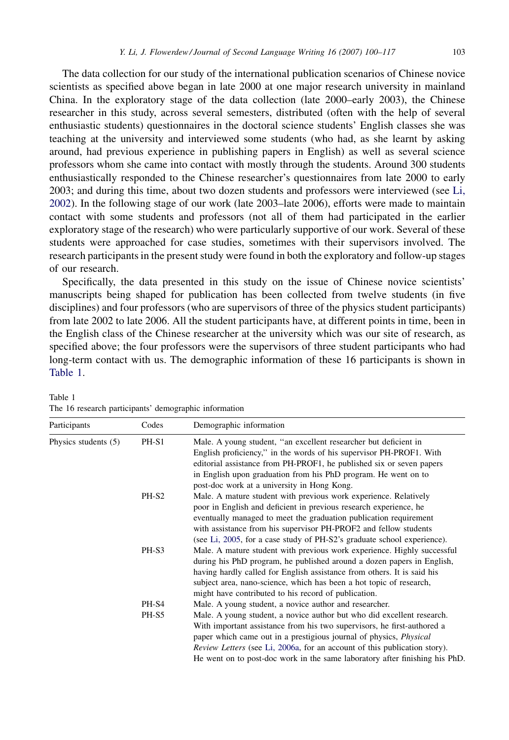The data collection for our study of the international publication scenarios of Chinese novice scientists as specified above began in late 2000 at one major research university in mainland China. In the exploratory stage of the data collection (late 2000–early 2003), the Chinese researcher in this study, across several semesters, distributed (often with the help of several enthusiastic students) questionnaires in the doctoral science students' English classes she was teaching at the university and interviewed some students (who had, as she learnt by asking around, had previous experience in publishing papers in English) as well as several science professors whom she came into contact with mostly through the students. Around 300 students enthusiastically responded to the Chinese researcher's questionnaires from late 2000 to early 2003; and during this time, about two dozen students and professors were interviewed (see Li, 2002). In the following stage of our work (late 2003–late 2006), efforts were made to maintain contact with some students and professors (not all of them had participated in the earlier exploratory stage of the research) who were particularly supportive of our work. Several of these students were approached for case studies, sometimes with their supervisors involved. The research participants in the present study were found in both the exploratory and follow-up stages of our research.

Specifically, the data presented in this study on the issue of Chinese novice scientists' manuscripts being shaped for publication has been collected from twelve students (in five disciplines) and four professors (who are supervisors of three of the physics student participants) from late 2002 to late 2006. All the student participants have, at different points in time, been in the English class of the Chinese researcher at the university which was our site of research, as specified above; the four professors were the supervisors of three student participants who had long-term contact with us. The demographic information of these 16 participants is shown in Table 1.

Table 1
The 16 research participants' demographic information

| Participants | Codes | Demographic information |
| --- | --- | --- |
| Physics students (5) | PH-S1 | Male. A young student, "an excellent researcher but deficient in English proficiency," in the words of his supervisor PH-PROF1. With editorial assistance from PH-PROF1, he published six or seven papers in English upon graduation from his PhD program. He went on to post-doc work at a university in Hong Kong. |
| | PH-S2 | Male. A mature student with previous work experience. Relatively poor in English and deficient in previous research experience, he eventually managed to meet the graduation publication requirement with assistance from his supervisor PH-PROF2 and fellow students (see Li, 2005, for a case study of PH-S2's graduate school experience). |
| | PH-S3 | Male. A mature student with previous work experience. Highly successful during his PhD program, he published around a dozen papers in English, having hardly called for English assistance from others. It is said his subject area, nano-science, which has been a hot topic of research, might have contributed to his record of publication. |
| | PH-S4 | Male. A young student, a novice author and researcher. |
| | PH-S5 | Male. A young student, a novice author but who did excellent research. With important assistance from his two supervisors, he first-authored a paper which came out in a prestigious journal of physics, *Physical Review Letters* (see Li, 2006a, for an account of this publication story). He went on to post-doc work in the same laboratory after finishing his PhD. |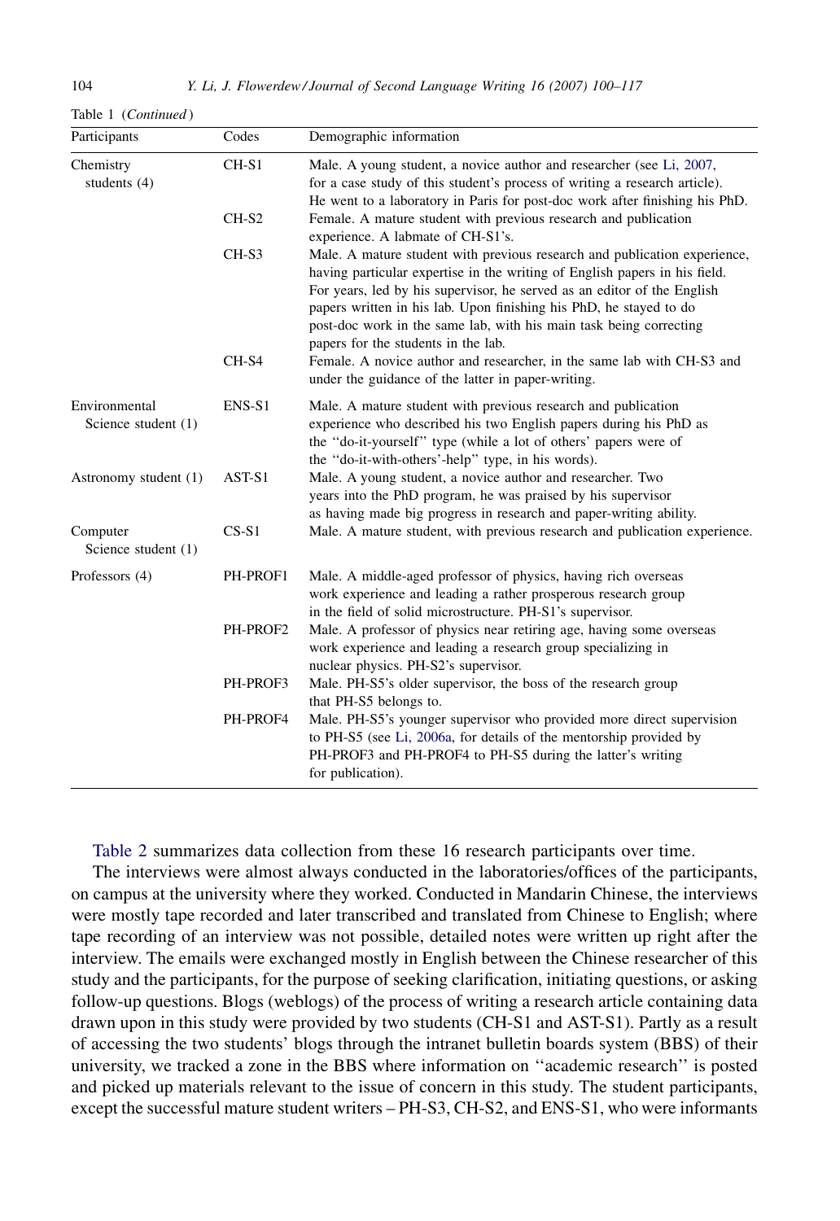Table 1 (*Continued*)

| Participants | Codes | Demographic information |
|---|---|---|
| Chemistry students (4) | CH-S1 | Male. A young student, a novice author and researcher (see Li, 2007, for a case study of this student's process of writing a research article). He went to a laboratory in Paris for post-doc work after finishing his PhD. |
| | CH-S2 | Female. A mature student with previous research and publication experience. A labmate of CH-S1's. |
| | CH-S3 | Male. A mature student with previous research and publication experience, having particular expertise in the writing of English papers in his field. For years, led by his supervisor, he served as an editor of the English papers written in his lab. Upon finishing his PhD, he stayed to do post-doc work in the same lab, with his main task being correcting papers for the students in the lab. |
| | CH-S4 | Female. A novice author and researcher, in the same lab with CH-S3 and under the guidance of the latter in paper-writing. |
| Environmental Science student (1) | ENS-S1 | Male. A mature student with previous research and publication experience who described his two English papers during his PhD as the "do-it-yourself" type (while a lot of others' papers were of the "do-it-with-others'-help" type, in his words). |
| Astronomy student (1) | AST-S1 | Male. A young student, a novice author and researcher. Two years into the PhD program, he was praised by his supervisor as having made big progress in research and paper-writing ability. |
| Computer Science student (1) | CS-S1 | Male. A mature student, with previous research and publication experience. |
| Professors (4) | PH-PROF1 | Male. A middle-aged professor of physics, having rich overseas work experience and leading a rather prosperous research group in the field of solid microstructure. PH-S1's supervisor. |
| | PH-PROF2 | Male. A professor of physics near retiring age, having some overseas work experience and leading a research group specializing in nuclear physics. PH-S2's supervisor. |
| | PH-PROF3 | Male. PH-S5's older supervisor, the boss of the research group that PH-S5 belongs to. |
| | PH-PROF4 | Male. PH-S5's younger supervisor who provided more direct supervision to PH-S5 (see Li, 2006a, for details of the mentorship provided by PH-PROF3 and PH-PROF4 to PH-S5 during the latter's writing for publication). |

Table 2 summarizes data collection from these 16 research participants over time.

The interviews were almost always conducted in the laboratories/offices of the participants, on campus at the university where they worked. Conducted in Mandarin Chinese, the interviews were mostly tape recorded and later transcribed and translated from Chinese to English; where tape recording of an interview was not possible, detailed notes were written up right after the interview. The emails were exchanged mostly in English between the Chinese researcher of this study and the participants, for the purpose of seeking clarification, initiating questions, or asking follow-up questions. Blogs (weblogs) of the process of writing a research article containing data drawn upon in this study were provided by two students (CH-S1 and AST-S1). Partly as a result of accessing the two students' blogs through the intranet bulletin boards system (BBS) of their university, we tracked a zone in the BBS where information on ''academic research'' is posted and picked up materials relevant to the issue of concern in this study. The student participants, except the successful mature student writers – PH-S3, CH-S2, and ENS-S1, who were informants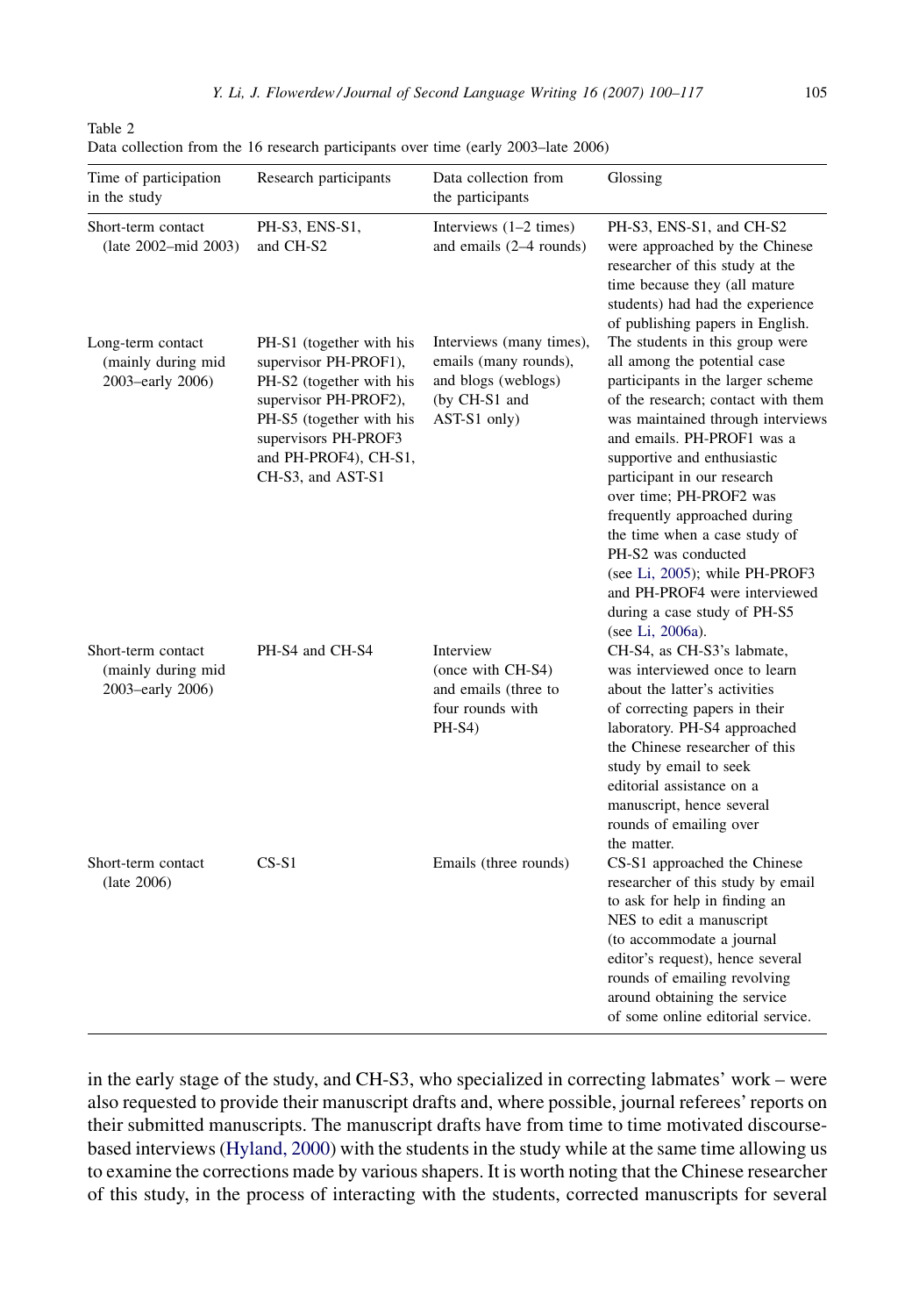Table 2
Data collection from the 16 research participants over time (early 2003–late 2006)

| Time of participation in the study | Research participants | Data collection from the participants | Glossing |
|---|---|---|---|
| Short-term contact (late 2002–mid 2003) | PH-S3, ENS-S1, and CH-S2 | Interviews (1–2 times) and emails (2–4 rounds) | PH-S3, ENS-S1, and CH-S2 were approached by the Chinese researcher of this study at the time because they (all mature students) had had the experience of publishing papers in English. |
| Long-term contact (mainly during mid 2003–early 2006) | PH-S1 (together with his supervisor PH-PROF1), PH-S2 (together with his supervisor PH-PROF2), PH-S5 (together with his supervisors PH-PROF3 and PH-PROF4), CH-S1, CH-S3, and AST-S1 | Interviews (many times), emails (many rounds), and blogs (weblogs) (by CH-S1 and AST-S1 only) | The students in this group were all among the potential case participants in the larger scheme of the research; contact with them was maintained through interviews and emails. PH-PROF1 was a supportive and enthusiastic participant in our research over time; PH-PROF2 was frequently approached during the time when a case study of PH-S2 was conducted (see Li, 2005); while PH-PROF3 and PH-PROF4 were interviewed during a case study of PH-S5 (see Li, 2006a). |
| Short-term contact (mainly during mid 2003–early 2006) | PH-S4 and CH-S4 | Interview (once with CH-S4) and emails (three to four rounds with PH-S4) | CH-S4, as CH-S3's labmate, was interviewed once to learn about the latter's activities of correcting papers in their laboratory. PH-S4 approached the Chinese researcher of this study by email to seek editorial assistance on a manuscript, hence several rounds of emailing over the matter. |
| Short-term contact (late 2006) | CS-S1 | Emails (three rounds) | CS-S1 approached the Chinese researcher of this study by email to ask for help in finding an NES to edit a manuscript (to accommodate a journal editor's request), hence several rounds of emailing revolving around obtaining the service of some online editorial service. |

in the early stage of the study, and CH-S3, who specialized in correcting labmates' work – were also requested to provide their manuscript drafts and, where possible, journal referees' reports on their submitted manuscripts. The manuscript drafts have from time to time motivated discourse-based interviews (Hyland, 2000) with the students in the study while at the same time allowing us to examine the corrections made by various shapers. It is worth noting that the Chinese researcher of this study, in the process of interacting with the students, corrected manuscripts for several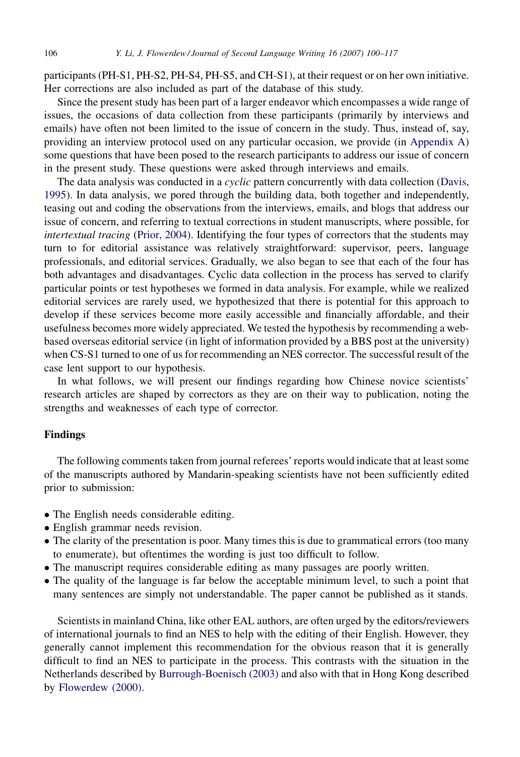participants (PH-S1, PH-S2, PH-S4, PH-S5, and CH-S1), at their request or on her own initiative. Her corrections are also included as part of the database of this study.

Since the present study has been part of a larger endeavor which encompasses a wide range of issues, the occasions of data collection from these participants (primarily by interviews and emails) have often not been limited to the issue of concern in the study. Thus, instead of, say, providing an interview protocol used on any particular occasion, we provide (in Appendix A) some questions that have been posed to the research participants to address our issue of concern in the present study. These questions were asked through interviews and emails.

The data analysis was conducted in a *cyclic* pattern concurrently with data collection (Davis, 1995). In data analysis, we pored through the building data, both together and independently, teasing out and coding the observations from the interviews, emails, and blogs that address our issue of concern, and referring to textual corrections in student manuscripts, where possible, for *intertextual tracing* (Prior, 2004). Identifying the four types of correctors that the students may turn to for editorial assistance was relatively straightforward: supervisor, peers, language professionals, and editorial services. Gradually, we also began to see that each of the four has both advantages and disadvantages. Cyclic data collection in the process has served to clarify particular points or test hypotheses we formed in data analysis. For example, while we realized editorial services are rarely used, we hypothesized that there is potential for this approach to develop if these services become more easily accessible and financially affordable, and their usefulness becomes more widely appreciated. We tested the hypothesis by recommending a web-based overseas editorial service (in light of information provided by a BBS post at the university) when CS-S1 turned to one of us for recommending an NES corrector. The successful result of the case lent support to our hypothesis.

In what follows, we will present our findings regarding how Chinese novice scientists' research articles are shaped by correctors as they are on their way to publication, noting the strengths and weaknesses of each type of corrector.

## Findings

The following comments taken from journal referees' reports would indicate that at least some of the manuscripts authored by Mandarin-speaking scientists have not been sufficiently edited prior to submission:

- The English needs considerable editing.
- English grammar needs revision.
- The clarity of the presentation is poor. Many times this is due to grammatical errors (too many to enumerate), but oftentimes the wording is just too difficult to follow.
- The manuscript requires considerable editing as many passages are poorly written.
- The quality of the language is far below the acceptable minimum level, to such a point that many sentences are simply not understandable. The paper cannot be published as it stands.

Scientists in mainland China, like other EAL authors, are often urged by the editors/reviewers of international journals to find an NES to help with the editing of their English. However, they generally cannot implement this recommendation for the obvious reason that it is generally difficult to find an NES to participate in the process. This contrasts with the situation in the Netherlands described by Burrough-Boenisch (2003) and also with that in Hong Kong described by Flowerdew (2000).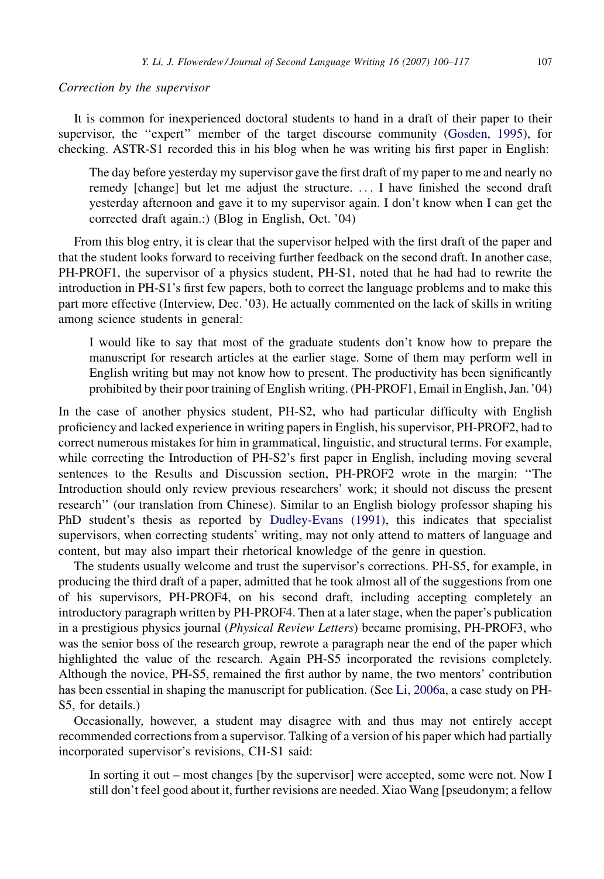*Correction by the supervisor*

It is common for inexperienced doctoral students to hand in a draft of their paper to their supervisor, the ''expert'' member of the target discourse community (Gosden, 1995), for checking. ASTR-S1 recorded this in his blog when he was writing his first paper in English:

> The day before yesterday my supervisor gave the first draft of my paper to me and nearly no remedy [change] but let me adjust the structure. ... I have finished the second draft yesterday afternoon and gave it to my supervisor again. I don't know when I can get the corrected draft again.:) (Blog in English, Oct. '04)

From this blog entry, it is clear that the supervisor helped with the first draft of the paper and that the student looks forward to receiving further feedback on the second draft. In another case, PH-PROF1, the supervisor of a physics student, PH-S1, noted that he had had to rewrite the introduction in PH-S1's first few papers, both to correct the language problems and to make this part more effective (Interview, Dec. '03). He actually commented on the lack of skills in writing among science students in general:

> I would like to say that most of the graduate students don't know how to prepare the manuscript for research articles at the earlier stage. Some of them may perform well in English writing but may not know how to present. The productivity has been significantly prohibited by their poor training of English writing. (PH-PROF1, Email in English, Jan. '04)

In the case of another physics student, PH-S2, who had particular difficulty with English proficiency and lacked experience in writing papers in English, his supervisor, PH-PROF2, had to correct numerous mistakes for him in grammatical, linguistic, and structural terms. For example, while correcting the Introduction of PH-S2's first paper in English, including moving several sentences to the Results and Discussion section, PH-PROF2 wrote in the margin: ''The Introduction should only review previous researchers' work; it should not discuss the present research'' (our translation from Chinese). Similar to an English biology professor shaping his PhD student's thesis as reported by Dudley-Evans (1991), this indicates that specialist supervisors, when correcting students' writing, may not only attend to matters of language and content, but may also impart their rhetorical knowledge of the genre in question.

The students usually welcome and trust the supervisor's corrections. PH-S5, for example, in producing the third draft of a paper, admitted that he took almost all of the suggestions from one of his supervisors, PH-PROF4, on his second draft, including accepting completely an introductory paragraph written by PH-PROF4. Then at a later stage, when the paper's publication in a prestigious physics journal (*Physical Review Letters*) became promising, PH-PROF3, who was the senior boss of the research group, rewrote a paragraph near the end of the paper which highlighted the value of the research. Again PH-S5 incorporated the revisions completely. Although the novice, PH-S5, remained the first author by name, the two mentors' contribution has been essential in shaping the manuscript for publication. (See Li, 2006a, a case study on PH-S5, for details.)

Occasionally, however, a student may disagree with and thus may not entirely accept recommended corrections from a supervisor. Talking of a version of his paper which had partially incorporated supervisor's revisions, CH-S1 said:

> In sorting it out – most changes [by the supervisor] were accepted, some were not. Now I still don't feel good about it, further revisions are needed. Xiao Wang [pseudonym; a fellow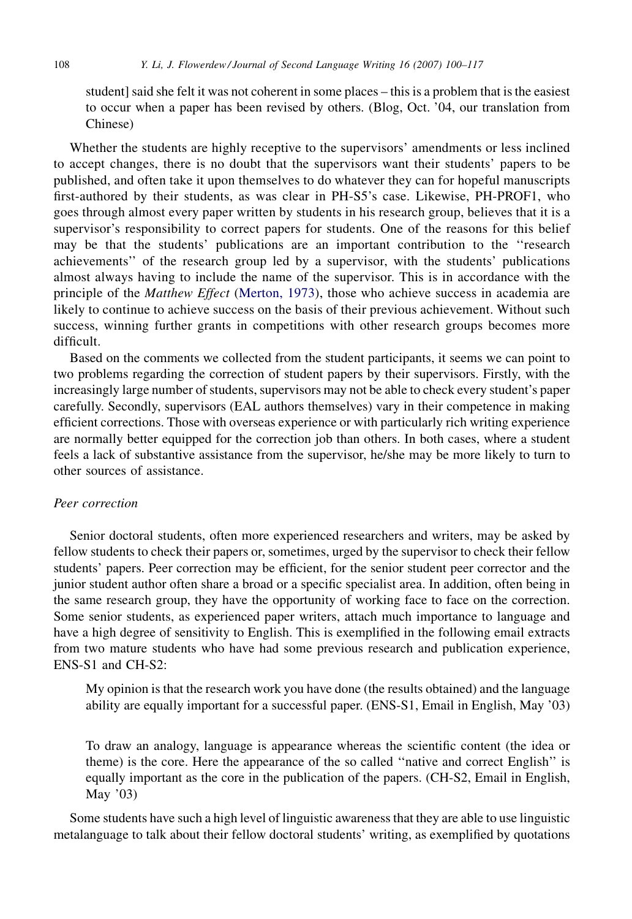student] said she felt it was not coherent in some places – this is a problem that is the easiest to occur when a paper has been revised by others. (Blog, Oct. '04, our translation from Chinese)

Whether the students are highly receptive to the supervisors' amendments or less inclined to accept changes, there is no doubt that the supervisors want their students' papers to be published, and often take it upon themselves to do whatever they can for hopeful manuscripts first-authored by their students, as was clear in PH-S5's case. Likewise, PH-PROF1, who goes through almost every paper written by students in his research group, believes that it is a supervisor's responsibility to correct papers for students. One of the reasons for this belief may be that the students' publications are an important contribution to the ''research achievements'' of the research group led by a supervisor, with the students' publications almost always having to include the name of the supervisor. This is in accordance with the principle of the *Matthew Effect* (Merton, 1973), those who achieve success in academia are likely to continue to achieve success on the basis of their previous achievement. Without such success, winning further grants in competitions with other research groups becomes more difficult.

Based on the comments we collected from the student participants, it seems we can point to two problems regarding the correction of student papers by their supervisors. Firstly, with the increasingly large number of students, supervisors may not be able to check every student's paper carefully. Secondly, supervisors (EAL authors themselves) vary in their competence in making efficient corrections. Those with overseas experience or with particularly rich writing experience are normally better equipped for the correction job than others. In both cases, where a student feels a lack of substantive assistance from the supervisor, he/she may be more likely to turn to other sources of assistance.

*Peer correction*

Senior doctoral students, often more experienced researchers and writers, may be asked by fellow students to check their papers or, sometimes, urged by the supervisor to check their fellow students' papers. Peer correction may be efficient, for the senior student peer corrector and the junior student author often share a broad or a specific specialist area. In addition, often being in the same research group, they have the opportunity of working face to face on the correction. Some senior students, as experienced paper writers, attach much importance to language and have a high degree of sensitivity to English. This is exemplified in the following email extracts from two mature students who have had some previous research and publication experience, ENS-S1 and CH-S2:

> My opinion is that the research work you have done (the results obtained) and the language ability are equally important for a successful paper. (ENS-S1, Email in English, May '03)

> To draw an analogy, language is appearance whereas the scientific content (the idea or theme) is the core. Here the appearance of the so called ''native and correct English'' is equally important as the core in the publication of the papers. (CH-S2, Email in English, May '03)

Some students have such a high level of linguistic awareness that they are able to use linguistic metalanguage to talk about their fellow doctoral students' writing, as exemplified by quotations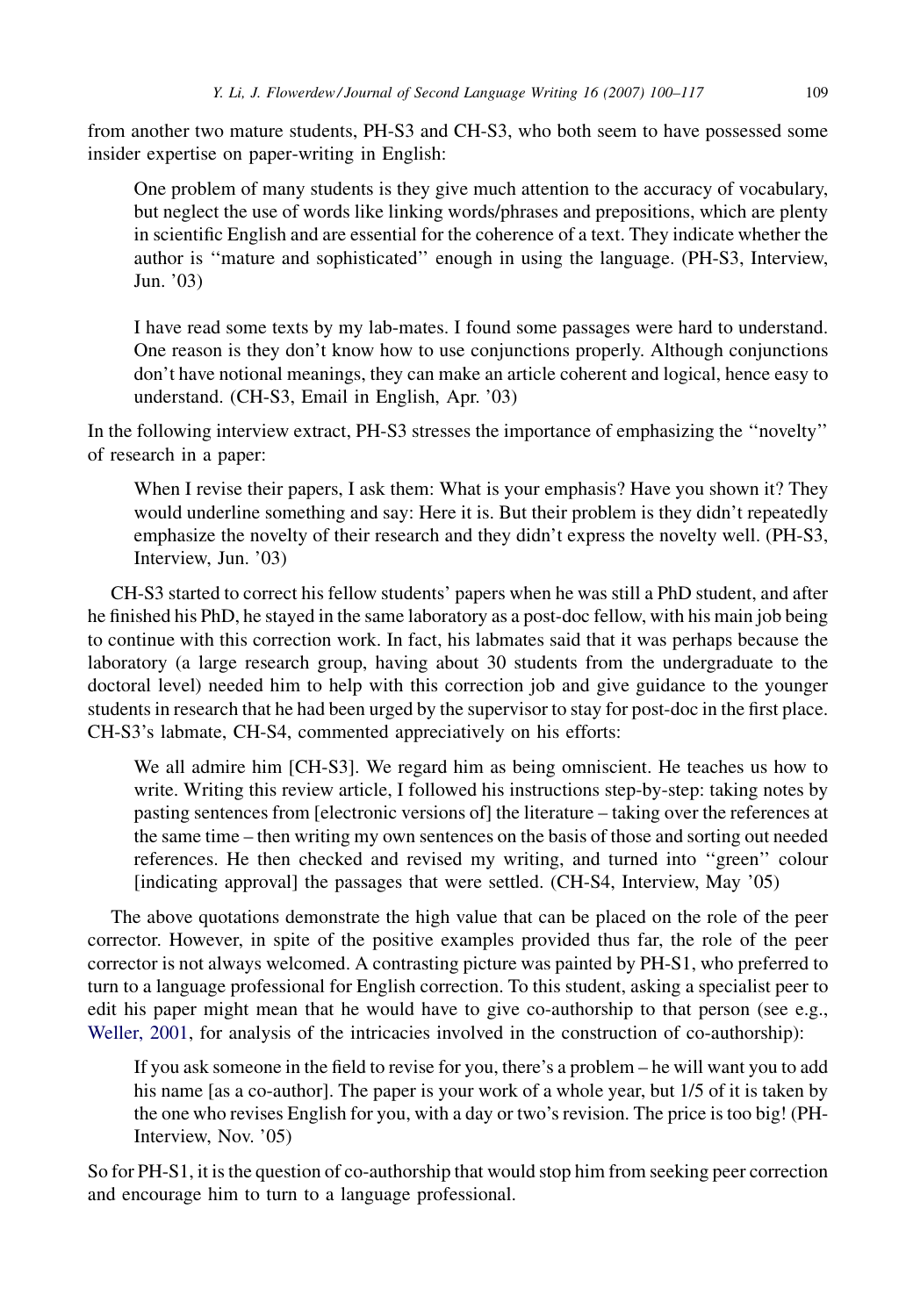from another two mature students, PH-S3 and CH-S3, who both seem to have possessed some insider expertise on paper-writing in English:

> One problem of many students is they give much attention to the accuracy of vocabulary, but neglect the use of words like linking words/phrases and prepositions, which are plenty in scientific English and are essential for the coherence of a text. They indicate whether the author is ''mature and sophisticated'' enough in using the language. (PH-S3, Interview, Jun. '03)

> I have read some texts by my lab-mates. I found some passages were hard to understand. One reason is they don't know how to use conjunctions properly. Although conjunctions don't have notional meanings, they can make an article coherent and logical, hence easy to understand. (CH-S3, Email in English, Apr. '03)

In the following interview extract, PH-S3 stresses the importance of emphasizing the ''novelty'' of research in a paper:

> When I revise their papers, I ask them: What is your emphasis? Have you shown it? They would underline something and say: Here it is. But their problem is they didn't repeatedly emphasize the novelty of their research and they didn't express the novelty well. (PH-S3, Interview, Jun. '03)

CH-S3 started to correct his fellow students' papers when he was still a PhD student, and after he finished his PhD, he stayed in the same laboratory as a post-doc fellow, with his main job being to continue with this correction work. In fact, his labmates said that it was perhaps because the laboratory (a large research group, having about 30 students from the undergraduate to the doctoral level) needed him to help with this correction job and give guidance to the younger students in research that he had been urged by the supervisor to stay for post-doc in the first place. CH-S3's labmate, CH-S4, commented appreciatively on his efforts:

> We all admire him [CH-S3]. We regard him as being omniscient. He teaches us how to write. Writing this review article, I followed his instructions step-by-step: taking notes by pasting sentences from [electronic versions of] the literature – taking over the references at the same time – then writing my own sentences on the basis of those and sorting out needed references. He then checked and revised my writing, and turned into ''green'' colour [indicating approval] the passages that were settled. (CH-S4, Interview, May '05)

The above quotations demonstrate the high value that can be placed on the role of the peer corrector. However, in spite of the positive examples provided thus far, the role of the peer corrector is not always welcomed. A contrasting picture was painted by PH-S1, who preferred to turn to a language professional for English correction. To this student, asking a specialist peer to edit his paper might mean that he would have to give co-authorship to that person (see e.g., Weller, 2001, for analysis of the intricacies involved in the construction of co-authorship):

> If you ask someone in the field to revise for you, there's a problem – he will want you to add his name [as a co-author]. The paper is your work of a whole year, but 1/5 of it is taken by the one who revises English for you, with a day or two's revision. The price is too big! (PH-Interview, Nov. '05)

So for PH-S1, it is the question of co-authorship that would stop him from seeking peer correction and encourage him to turn to a language professional.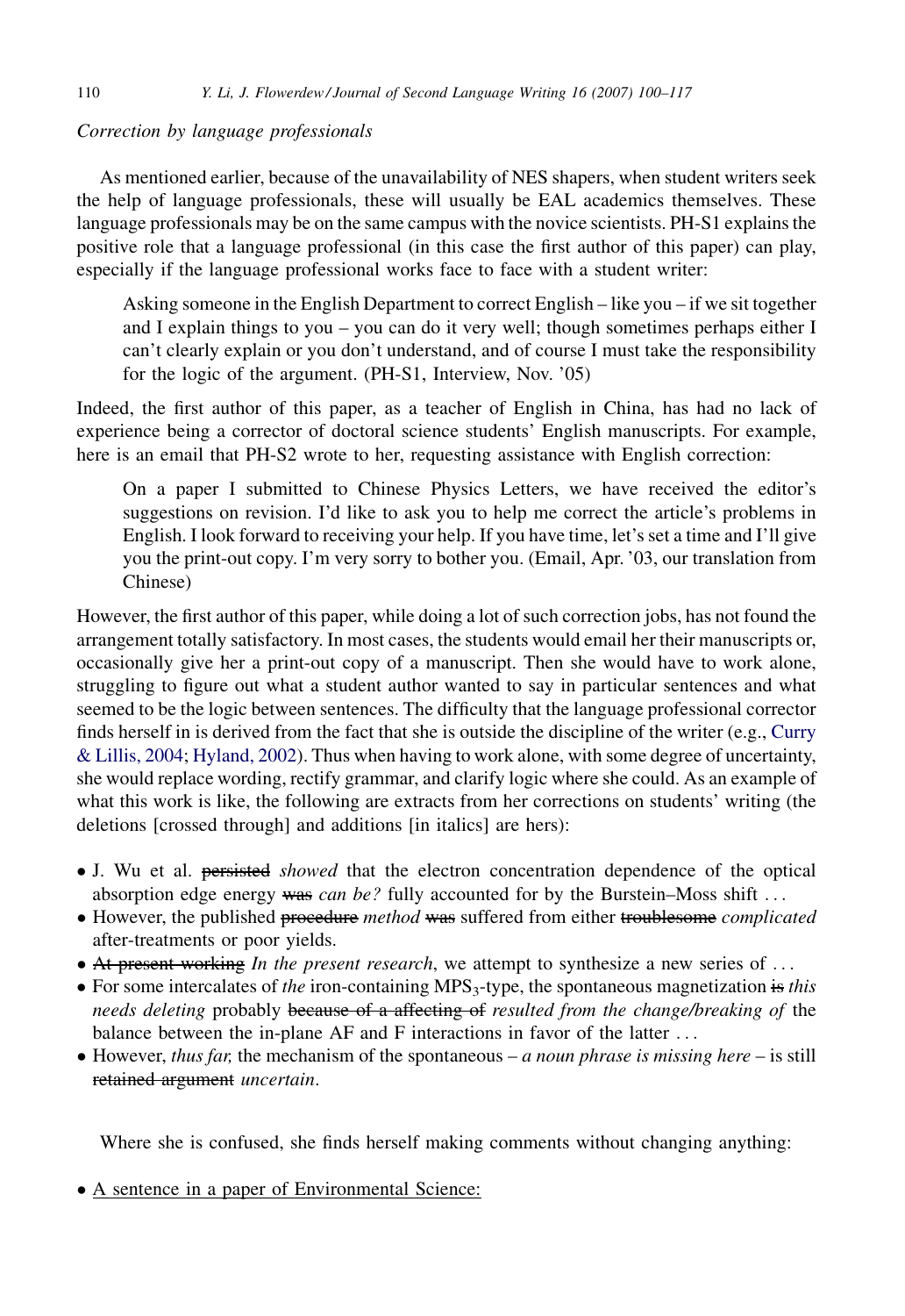*Correction by language professionals*

As mentioned earlier, because of the unavailability of NES shapers, when student writers seek the help of language professionals, these will usually be EAL academics themselves. These language professionals may be on the same campus with the novice scientists. PH-S1 explains the positive role that a language professional (in this case the first author of this paper) can play, especially if the language professional works face to face with a student writer:

> Asking someone in the English Department to correct English – like you – if we sit together and I explain things to you – you can do it very well; though sometimes perhaps either I can't clearly explain or you don't understand, and of course I must take the responsibility for the logic of the argument. (PH-S1, Interview, Nov. '05)

Indeed, the first author of this paper, as a teacher of English in China, has had no lack of experience being a corrector of doctoral science students' English manuscripts. For example, here is an email that PH-S2 wrote to her, requesting assistance with English correction:

> On a paper I submitted to Chinese Physics Letters, we have received the editor's suggestions on revision. I'd like to ask you to help me correct the article's problems in English. I look forward to receiving your help. If you have time, let's set a time and I'll give you the print-out copy. I'm very sorry to bother you. (Email, Apr. '03, our translation from Chinese)

However, the first author of this paper, while doing a lot of such correction jobs, has not found the arrangement totally satisfactory. In most cases, the students would email her their manuscripts or, occasionally give her a print-out copy of a manuscript. Then she would have to work alone, struggling to figure out what a student author wanted to say in particular sentences and what seemed to be the logic between sentences. The difficulty that the language professional corrector finds herself in is derived from the fact that she is outside the discipline of the writer (e.g., Curry & Lillis, 2004; Hyland, 2002). Thus when having to work alone, with some degree of uncertainty, she would replace wording, rectify grammar, and clarify logic where she could. As an example of what this work is like, the following are extracts from her corrections on students' writing (the deletions [crossed through] and additions [in italics] are hers):

- J. Wu et al. ~~persisted~~ *showed* that the electron concentration dependence of the optical absorption edge energy ~~was~~ *can be?* fully accounted for by the Burstein–Moss shift ...
- However, the published ~~procedure~~ *method* ~~was~~ suffered from either ~~troublesome~~ *complicated* after-treatments or poor yields.
- ~~At present working~~ *In the present research*, we attempt to synthesize a new series of ...
- For some intercalates of *the* iron-containing $MPS_3$-type, the spontaneous magnetization ~~is~~ *this needs deleting* probably ~~because of a affecting of~~ *resulted from the change/breaking of* the balance between the in-plane AF and F interactions in favor of the latter ...
- However, *thus far,* the mechanism of the spontaneous – *a noun phrase is missing here* – is still ~~retained argument~~ *uncertain*.

Where she is confused, she finds herself making comments without changing anything:

- <u>A sentence in a paper of Environmental Science:</u>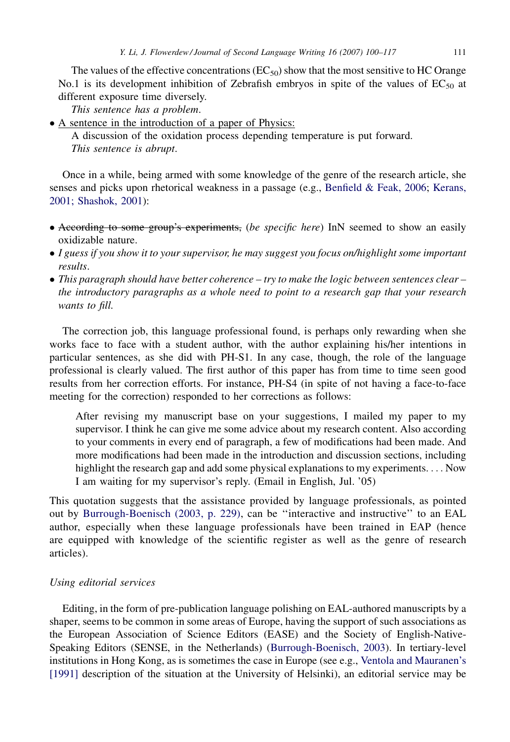The values of the effective concentrations ($EC_{50}$) show that the most sensitive to HC Orange No.1 is its development inhibition of Zebrafish embryos in spite of the values of $EC_{50}$ at different exposure time diversely.

*This sentence has a problem.*

- A sentence in the introduction of a paper of Physics:

  A discussion of the oxidation process depending temperature is put forward.

  *This sentence is abrupt.*

Once in a while, being armed with some knowledge of the genre of the research article, she senses and picks upon rhetorical weakness in a passage (e.g., Benfield & Feak, 2006; Kerans, 2001; Shashok, 2001):

- ~~According to some group's experiments,~~ (*be specific here*) InN seemed to show an easily oxidizable nature.
- *I guess if you show it to your supervisor, he may suggest you focus on/highlight some important results.*
- *This paragraph should have better coherence – try to make the logic between sentences clear – the introductory paragraphs as a whole need to point to a research gap that your research wants to fill.*

The correction job, this language professional found, is perhaps only rewarding when she works face to face with a student author, with the author explaining his/her intentions in particular sentences, as she did with PH-S1. In any case, though, the role of the language professional is clearly valued. The first author of this paper has from time to time seen good results from her correction efforts. For instance, PH-S4 (in spite of not having a face-to-face meeting for the correction) responded to her corrections as follows:

> After revising my manuscript base on your suggestions, I mailed my paper to my supervisor. I think he can give me some advice about my research content. Also according to your comments in every end of paragraph, a few of modifications had been made. And more modifications had been made in the introduction and discussion sections, including highlight the research gap and add some physical explanations to my experiments. . . . Now I am waiting for my supervisor's reply. (Email in English, Jul. '05)

This quotation suggests that the assistance provided by language professionals, as pointed out by Burrough-Boenisch (2003, p. 229), can be ''interactive and instructive'' to an EAL author, especially when these language professionals have been trained in EAP (hence are equipped with knowledge of the scientific register as well as the genre of research articles).

*Using editorial services*

Editing, in the form of pre-publication language polishing on EAL-authored manuscripts by a shaper, seems to be common in some areas of Europe, having the support of such associations as the European Association of Science Editors (EASE) and the Society of English-Native-Speaking Editors (SENSE, in the Netherlands) (Burrough-Boenisch, 2003). In tertiary-level institutions in Hong Kong, as is sometimes the case in Europe (see e.g., Ventola and Mauranen's [1991] description of the situation at the University of Helsinki), an editorial service may be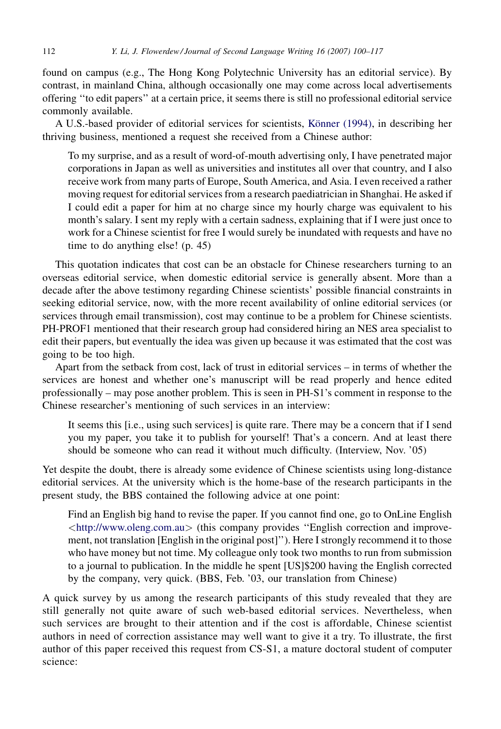found on campus (e.g., The Hong Kong Polytechnic University has an editorial service). By contrast, in mainland China, although occasionally one may come across local advertisements offering ''to edit papers'' at a certain price, it seems there is still no professional editorial service commonly available.

A U.S.-based provider of editorial services for scientists, Könner (1994), in describing her thriving business, mentioned a request she received from a Chinese author:

> To my surprise, and as a result of word-of-mouth advertising only, I have penetrated major corporations in Japan as well as universities and institutes all over that country, and I also receive work from many parts of Europe, South America, and Asia. I even received a rather moving request for editorial services from a research paediatrician in Shanghai. He asked if I could edit a paper for him at no charge since my hourly charge was equivalent to his month's salary. I sent my reply with a certain sadness, explaining that if I were just once to work for a Chinese scientist for free I would surely be inundated with requests and have no time to do anything else! (p. 45)

This quotation indicates that cost can be an obstacle for Chinese researchers turning to an overseas editorial service, when domestic editorial service is generally absent. More than a decade after the above testimony regarding Chinese scientists' possible financial constraints in seeking editorial service, now, with the more recent availability of online editorial services (or services through email transmission), cost may continue to be a problem for Chinese scientists. PH-PROF1 mentioned that their research group had considered hiring an NES area specialist to edit their papers, but eventually the idea was given up because it was estimated that the cost was going to be too high.

Apart from the setback from cost, lack of trust in editorial services – in terms of whether the services are honest and whether one's manuscript will be read properly and hence edited professionally – may pose another problem. This is seen in PH-S1's comment in response to the Chinese researcher's mentioning of such services in an interview:

> It seems this [i.e., using such services] is quite rare. There may be a concern that if I send you my paper, you take it to publish for yourself! That's a concern. And at least there should be someone who can read it without much difficulty. (Interview, Nov. '05)

Yet despite the doubt, there is already some evidence of Chinese scientists using long-distance editorial services. At the university which is the home-base of the research participants in the present study, the BBS contained the following advice at one point:

> Find an English big hand to revise the paper. If you cannot find one, go to OnLine English <http://www.oleng.com.au> (this company provides ''English correction and improvement, not translation [English in the original post]''). Here I strongly recommend it to those who have money but not time. My colleague only took two months to run from submission to a journal to publication. In the middle he spent [US]$200 having the English corrected by the company, very quick. (BBS, Feb. '03, our translation from Chinese)

A quick survey by us among the research participants of this study revealed that they are still generally not quite aware of such web-based editorial services. Nevertheless, when such services are brought to their attention and if the cost is affordable, Chinese scientist authors in need of correction assistance may well want to give it a try. To illustrate, the first author of this paper received this request from CS-S1, a mature doctoral student of computer science: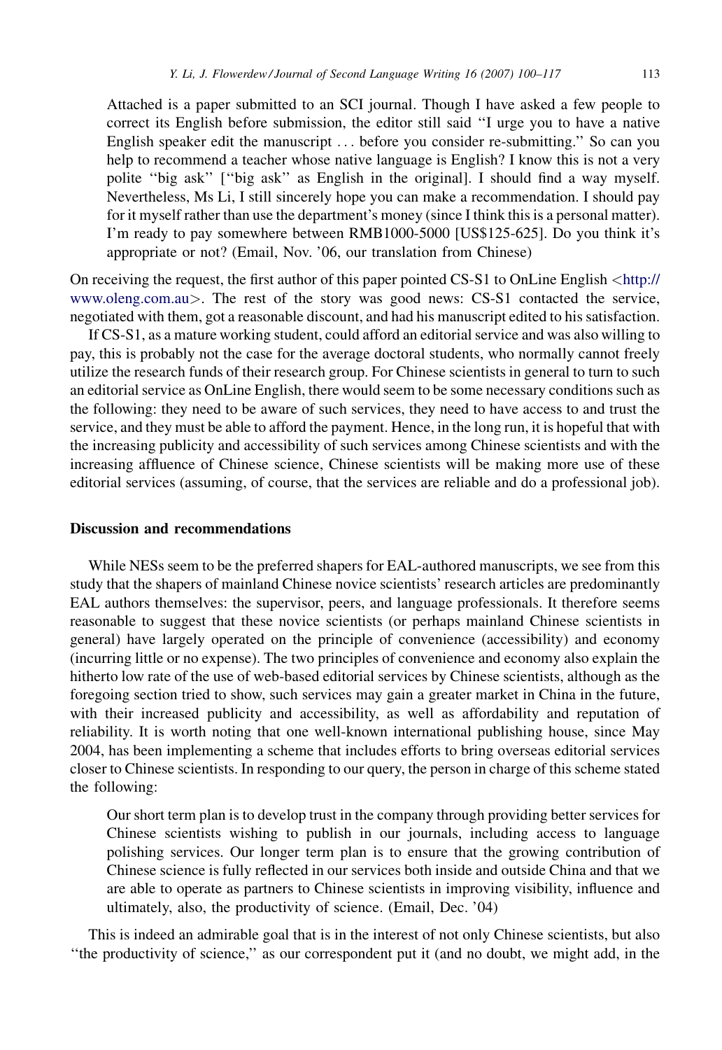> Attached is a paper submitted to an SCI journal. Though I have asked a few people to correct its English before submission, the editor still said ''I urge you to have a native English speaker edit the manuscript . . . before you consider re-submitting.'' So can you help to recommend a teacher whose native language is English? I know this is not a very polite ''big ask'' [''big ask'' as English in the original]. I should find a way myself. Nevertheless, Ms Li, I still sincerely hope you can make a recommendation. I should pay for it myself rather than use the department's money (since I think this is a personal matter). I'm ready to pay somewhere between RMB1000-5000 [US$125-625]. Do you think it's appropriate or not? (Email, Nov. '06, our translation from Chinese)

On receiving the request, the first author of this paper pointed CS-S1 to OnLine English <http://www.oleng.com.au>. The rest of the story was good news: CS-S1 contacted the service, negotiated with them, got a reasonable discount, and had his manuscript edited to his satisfaction.

If CS-S1, as a mature working student, could afford an editorial service and was also willing to pay, this is probably not the case for the average doctoral students, who normally cannot freely utilize the research funds of their research group. For Chinese scientists in general to turn to such an editorial service as OnLine English, there would seem to be some necessary conditions such as the following: they need to be aware of such services, they need to have access to and trust the service, and they must be able to afford the payment. Hence, in the long run, it is hopeful that with the increasing publicity and accessibility of such services among Chinese scientists and with the increasing affluence of Chinese science, Chinese scientists will be making more use of these editorial services (assuming, of course, that the services are reliable and do a professional job).

## Discussion and recommendations

While NESs seem to be the preferred shapers for EAL-authored manuscripts, we see from this study that the shapers of mainland Chinese novice scientists' research articles are predominantly EAL authors themselves: the supervisor, peers, and language professionals. It therefore seems reasonable to suggest that these novice scientists (or perhaps mainland Chinese scientists in general) have largely operated on the principle of convenience (accessibility) and economy (incurring little or no expense). The two principles of convenience and economy also explain the hitherto low rate of the use of web-based editorial services by Chinese scientists, although as the foregoing section tried to show, such services may gain a greater market in China in the future, with their increased publicity and accessibility, as well as affordability and reputation of reliability. It is worth noting that one well-known international publishing house, since May 2004, has been implementing a scheme that includes efforts to bring overseas editorial services closer to Chinese scientists. In responding to our query, the person in charge of this scheme stated the following:

> Our short term plan is to develop trust in the company through providing better services for Chinese scientists wishing to publish in our journals, including access to language polishing services. Our longer term plan is to ensure that the growing contribution of Chinese science is fully reflected in our services both inside and outside China and that we are able to operate as partners to Chinese scientists in improving visibility, influence and ultimately, also, the productivity of science. (Email, Dec. '04)

This is indeed an admirable goal that is in the interest of not only Chinese scientists, but also ''the productivity of science,'' as our correspondent put it (and no doubt, we might add, in the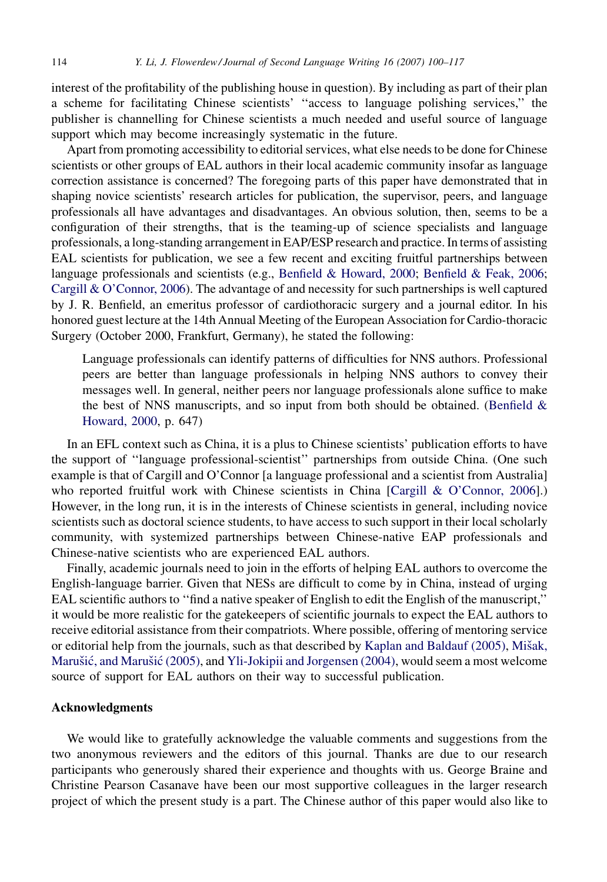interest of the profitability of the publishing house in question). By including as part of their plan a scheme for facilitating Chinese scientists' ''access to language polishing services,'' the publisher is channelling for Chinese scientists a much needed and useful source of language support which may become increasingly systematic in the future.

Apart from promoting accessibility to editorial services, what else needs to be done for Chinese scientists or other groups of EAL authors in their local academic community insofar as language correction assistance is concerned? The foregoing parts of this paper have demonstrated that in shaping novice scientists' research articles for publication, the supervisor, peers, and language professionals all have advantages and disadvantages. An obvious solution, then, seems to be a configuration of their strengths, that is the teaming-up of science specialists and language professionals, a long-standing arrangement in EAP/ESP research and practice. In terms of assisting EAL scientists for publication, we see a few recent and exciting fruitful partnerships between language professionals and scientists (e.g., Benfield & Howard, 2000; Benfield & Feak, 2006; Cargill & O'Connor, 2006). The advantage of and necessity for such partnerships is well captured by J. R. Benfield, an emeritus professor of cardiothoracic surgery and a journal editor. In his honored guest lecture at the 14th Annual Meeting of the European Association for Cardio-thoracic Surgery (October 2000, Frankfurt, Germany), he stated the following:

> Language professionals can identify patterns of difficulties for NNS authors. Professional peers are better than language professionals in helping NNS authors to convey their messages well. In general, neither peers nor language professionals alone suffice to make the best of NNS manuscripts, and so input from both should be obtained. (Benfield & Howard, 2000, p. 647)

In an EFL context such as China, it is a plus to Chinese scientists' publication efforts to have the support of ''language professional-scientist'' partnerships from outside China. (One such example is that of Cargill and O'Connor [a language professional and a scientist from Australia] who reported fruitful work with Chinese scientists in China [Cargill & O'Connor, 2006].) However, in the long run, it is in the interests of Chinese scientists in general, including novice scientists such as doctoral science students, to have access to such support in their local scholarly community, with systemized partnerships between Chinese-native EAP professionals and Chinese-native scientists who are experienced EAL authors.

Finally, academic journals need to join in the efforts of helping EAL authors to overcome the English-language barrier. Given that NESs are difficult to come by in China, instead of urging EAL scientific authors to ''find a native speaker of English to edit the English of the manuscript,'' it would be more realistic for the gatekeepers of scientific journals to expect the EAL authors to receive editorial assistance from their compatriots. Where possible, offering of mentoring service or editorial help from the journals, such as that described by Kaplan and Baldauf (2005), Mišak, Marušić, and Marušić (2005), and Yli-Jokipii and Jorgensen (2004), would seem a most welcome source of support for EAL authors on their way to successful publication.

## Acknowledgments

We would like to gratefully acknowledge the valuable comments and suggestions from the two anonymous reviewers and the editors of this journal. Thanks are due to our research participants who generously shared their experience and thoughts with us. George Braine and Christine Pearson Casanave have been our most supportive colleagues in the larger research project of which the present study is a part. The Chinese author of this paper would also like to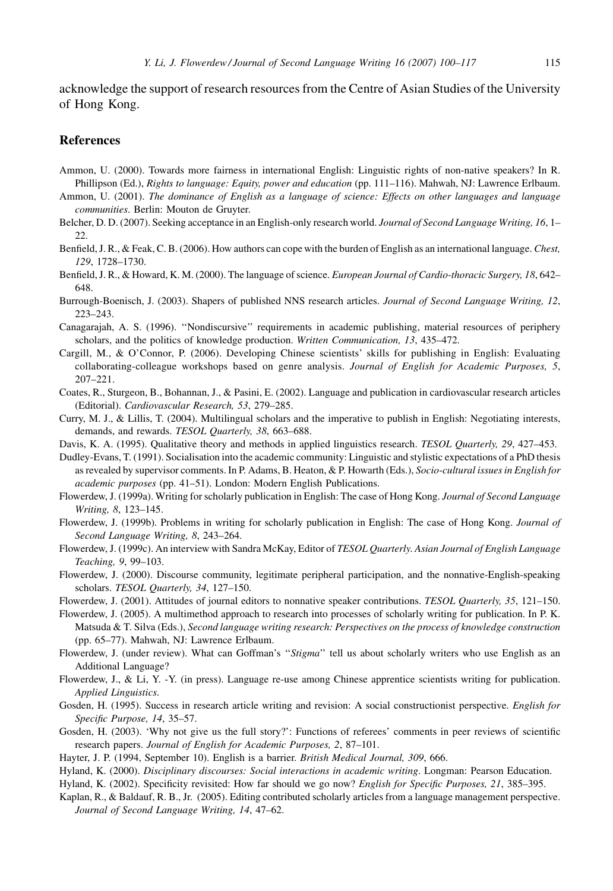acknowledge the support of research resources from the Centre of Asian Studies of the University of Hong Kong.

## References

Ammon, U. (2000). Towards more fairness in international English: Linguistic rights of non-native speakers? In R. Phillipson (Ed.), *Rights to language: Equity, power and education* (pp. 111–116). Mahwah, NJ: Lawrence Erlbaum.

Ammon, U. (2001). *The dominance of English as a language of science: Effects on other languages and language communities*. Berlin: Mouton de Gruyter.

Belcher, D. D. (2007). Seeking acceptance in an English-only research world. *Journal of Second Language Writing, 16*, 1–22.

Benfield, J. R., & Feak, C. B. (2006). How authors can cope with the burden of English as an international language. *Chest, 129*, 1728–1730.

Benfield, J. R., & Howard, K. M. (2000). The language of science. *European Journal of Cardio-thoracic Surgery, 18*, 642–648.

Burrough-Boenisch, J. (2003). Shapers of published NNS research articles. *Journal of Second Language Writing, 12*, 223–243.

Canagarajah, A. S. (1996). ''Nondiscursive'' requirements in academic publishing, material resources of periphery scholars, and the politics of knowledge production. *Written Communication, 13*, 435–472.

Cargill, M., & O'Connor, P. (2006). Developing Chinese scientists' skills for publishing in English: Evaluating collaborating-colleague workshops based on genre analysis. *Journal of English for Academic Purposes, 5*, 207–221.

Coates, R., Sturgeon, B., Bohannan, J., & Pasini, E. (2002). Language and publication in cardiovascular research articles (Editorial). *Cardiovascular Research, 53*, 279–285.

Curry, M. J., & Lillis, T. (2004). Multilingual scholars and the imperative to publish in English: Negotiating interests, demands, and rewards. *TESOL Quarterly, 38*, 663–688.

Davis, K. A. (1995). Qualitative theory and methods in applied linguistics research. *TESOL Quarterly, 29*, 427–453.

Dudley-Evans, T. (1991). Socialisation into the academic community: Linguistic and stylistic expectations of a PhD thesis as revealed by supervisor comments. In P. Adams, B. Heaton, & P. Howarth (Eds.), *Socio-cultural issues in English for academic purposes* (pp. 41–51). London: Modern English Publications.

Flowerdew, J. (1999a). Writing for scholarly publication in English: The case of Hong Kong. *Journal of Second Language Writing, 8*, 123–145.

Flowerdew, J. (1999b). Problems in writing for scholarly publication in English: The case of Hong Kong. *Journal of Second Language Writing, 8*, 243–264.

Flowerdew, J. (1999c). An interview with Sandra McKay, Editor of *TESOL Quarterly*. *Asian Journal of English Language Teaching, 9*, 99–103.

Flowerdew, J. (2000). Discourse community, legitimate peripheral participation, and the nonnative-English-speaking scholars. *TESOL Quarterly, 34*, 127–150.

Flowerdew, J. (2001). Attitudes of journal editors to nonnative speaker contributions. *TESOL Quarterly, 35*, 121–150.

Flowerdew, J. (2005). A multimethod approach to research into processes of scholarly writing for publication. In P. K. Matsuda & T. Silva (Eds.), *Second language writing research: Perspectives on the process of knowledge construction* (pp. 65–77). Mahwah, NJ: Lawrence Erlbaum.

Flowerdew, J. (under review). What can Goffman's ''*Stigma*'' tell us about scholarly writers who use English as an Additional Language?

Flowerdew, J., & Li, Y. -Y. (in press). Language re-use among Chinese apprentice scientists writing for publication. *Applied Linguistics*.

Gosden, H. (1995). Success in research article writing and revision: A social constructionist perspective. *English for Specific Purpose, 14*, 35–57.

Gosden, H. (2003). 'Why not give us the full story?': Functions of referees' comments in peer reviews of scientific research papers. *Journal of English for Academic Purposes, 2*, 87–101.

Hayter, J. P. (1994, September 10). English is a barrier. *British Medical Journal, 309*, 666.

Hyland, K. (2000). *Disciplinary discourses: Social interactions in academic writing*. Longman: Pearson Education.

Hyland, K. (2002). Specificity revisited: How far should we go now? *English for Specific Purposes, 21*, 385–395.

Kaplan, R., & Baldauf, R. B., Jr. (2005). Editing contributed scholarly articles from a language management perspective. *Journal of Second Language Writing, 14*, 47–62.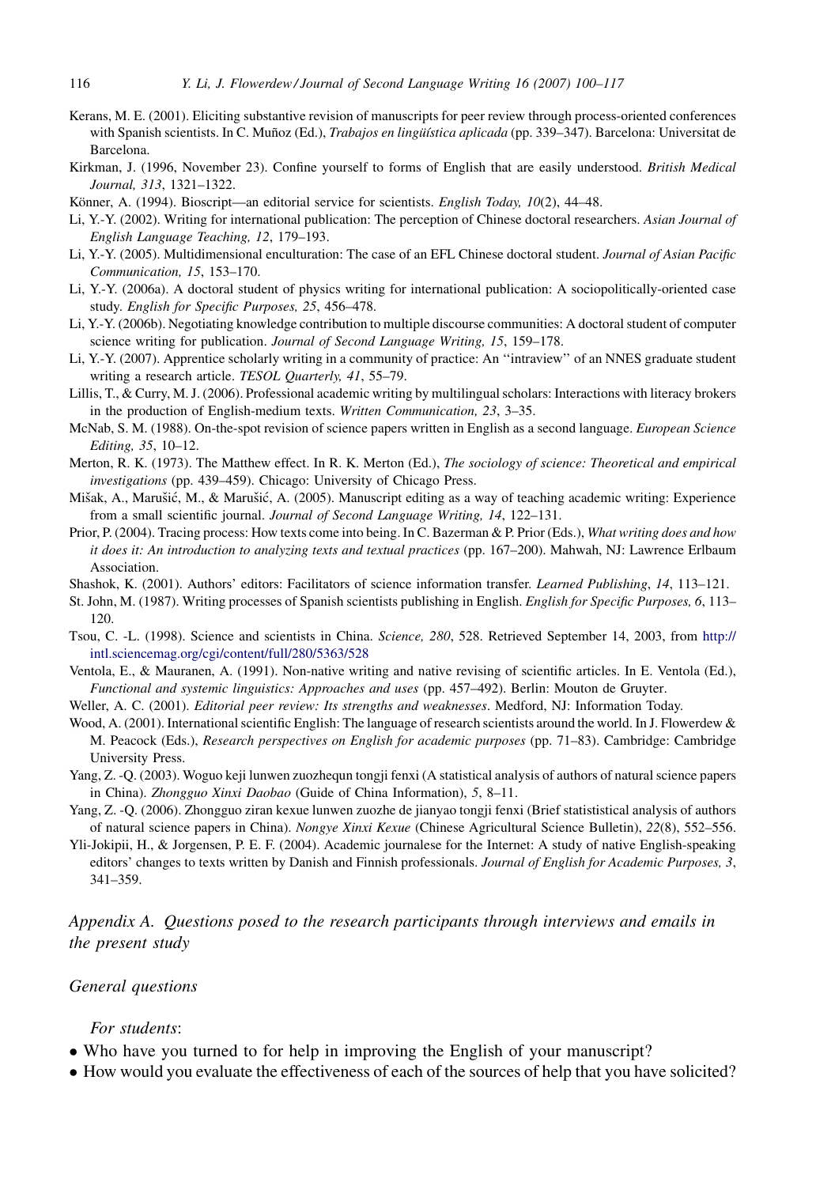Kerans, M. E. (2001). Eliciting substantive revision of manuscripts for peer review through process-oriented conferences with Spanish scientists. In C. Muñoz (Ed.), *Trabajos en lingüística aplicada* (pp. 339–347). Barcelona: Universitat de Barcelona.

Kirkman, J. (1996, November 23). Confine yourself to forms of English that are easily understood. *British Medical Journal, 313*, 1321–1322.

Könner, A. (1994). Bioscript—an editorial service for scientists. *English Today, 10*(2), 44–48.

Li, Y.-Y. (2002). Writing for international publication: The perception of Chinese doctoral researchers. *Asian Journal of English Language Teaching, 12*, 179–193.

Li, Y.-Y. (2005). Multidimensional enculturation: The case of an EFL Chinese doctoral student. *Journal of Asian Pacific Communication, 15*, 153–170.

Li, Y.-Y. (2006a). A doctoral student of physics writing for international publication: A sociopolitically-oriented case study. *English for Specific Purposes, 25*, 456–478.

Li, Y.-Y. (2006b). Negotiating knowledge contribution to multiple discourse communities: A doctoral student of computer science writing for publication. *Journal of Second Language Writing, 15*, 159–178.

Li, Y.-Y. (2007). Apprentice scholarly writing in a community of practice: An ''intraview'' of an NNES graduate student writing a research article. *TESOL Quarterly, 41*, 55–79.

Lillis, T., & Curry, M. J. (2006). Professional academic writing by multilingual scholars: Interactions with literacy brokers in the production of English-medium texts. *Written Communication, 23*, 3–35.

McNab, S. M. (1988). On-the-spot revision of science papers written in English as a second language. *European Science Editing, 35*, 10–12.

Merton, R. K. (1973). The Matthew effect. In R. K. Merton (Ed.), *The sociology of science: Theoretical and empirical investigations* (pp. 439–459). Chicago: University of Chicago Press.

Mišak, A., Marušić, M., & Marušić, A. (2005). Manuscript editing as a way of teaching academic writing: Experience from a small scientific journal. *Journal of Second Language Writing, 14*, 122–131.

Prior, P. (2004). Tracing process: How texts come into being. In C. Bazerman & P. Prior (Eds.), *What writing does and how it does it: An introduction to analyzing texts and textual practices* (pp. 167–200). Mahwah, NJ: Lawrence Erlbaum Association.

Shashok, K. (2001). Authors' editors: Facilitators of science information transfer. *Learned Publishing*, *14*, 113–121.

St. John, M. (1987). Writing processes of Spanish scientists publishing in English. *English for Specific Purposes, 6*, 113–120.

Tsou, C. -L. (1998). Science and scientists in China. *Science, 280*, 528. Retrieved September 14, 2003, from http://intl.sciencemag.org/cgi/content/full/280/5363/528

Ventola, E., & Mauranen, A. (1991). Non-native writing and native revising of scientific articles. In E. Ventola (Ed.), *Functional and systemic linguistics: Approaches and uses* (pp. 457–492). Berlin: Mouton de Gruyter.

Weller, A. C. (2001). *Editorial peer review: Its strengths and weaknesses*. Medford, NJ: Information Today.

Wood, A. (2001). International scientific English: The language of research scientists around the world. In J. Flowerdew & M. Peacock (Eds.), *Research perspectives on English for academic purposes* (pp. 71–83). Cambridge: Cambridge University Press.

Yang, Z. -Q. (2003). Woguo keji lunwen zuozhequn tongji fenxi (A statistical analysis of authors of natural science papers in China). *Zhongguo Xinxi Daobao* (Guide of China Information), *5*, 8–11.

Yang, Z. -Q. (2006). Zhongguo ziran kexue lunwen zuozhe de jianyao tongji fenxi (Brief statististical analysis of authors of natural science papers in China). *Nongye Xinxi Kexue* (Chinese Agricultural Science Bulletin), *22*(8), 552–556.

Yli-Jokipii, H., & Jorgensen, P. E. F. (2004). Academic journalese for the Internet: A study of native English-speaking editors' changes to texts written by Danish and Finnish professionals. *Journal of English for Academic Purposes, 3*, 341–359.

## *Appendix A. Questions posed to the research participants through interviews and emails in the present study*

### *General questions*

*For students*:

- Who have you turned to for help in improving the English of your manuscript?
- How would you evaluate the effectiveness of each of the sources of help that you have solicited?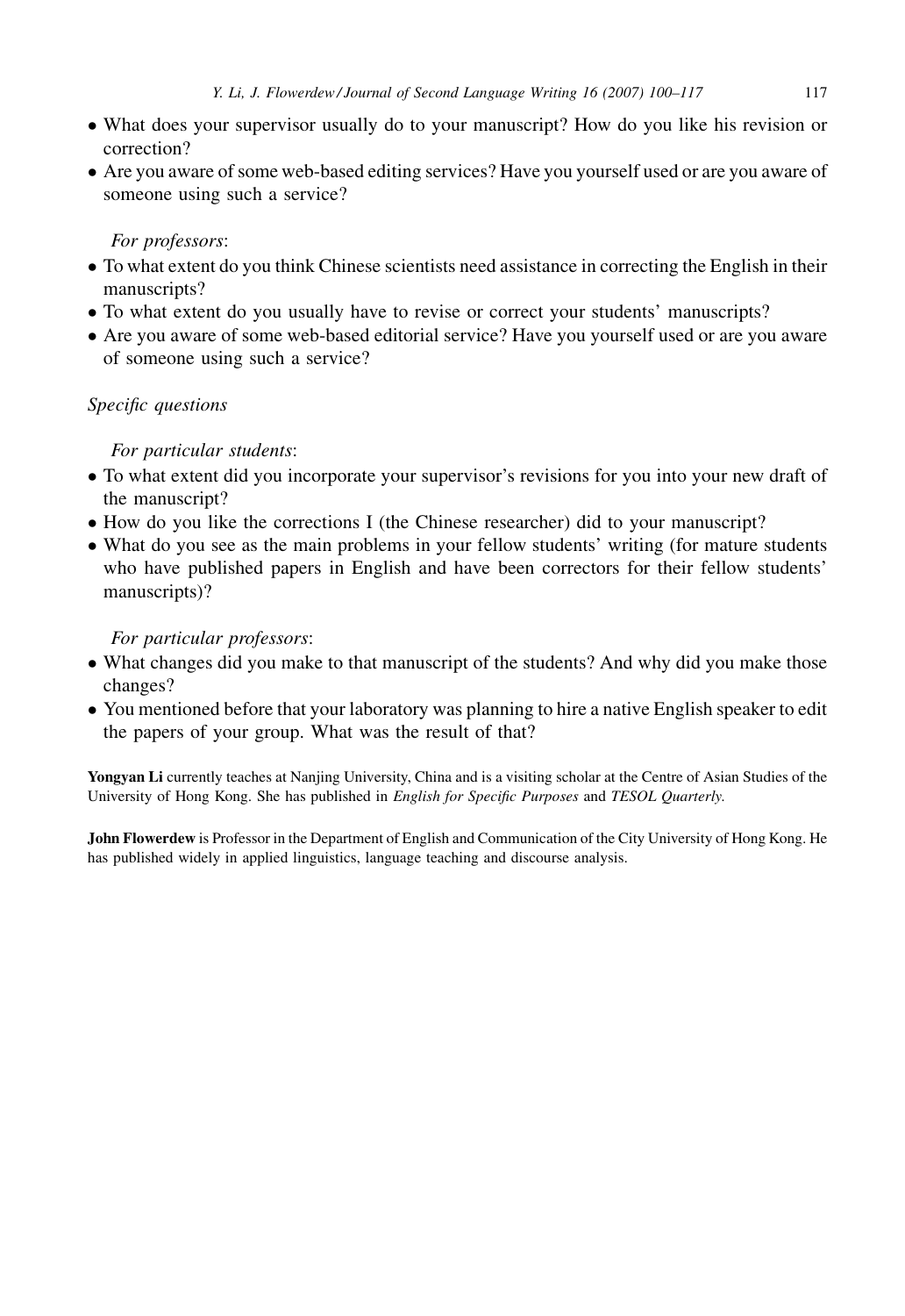- What does your supervisor usually do to your manuscript? How do you like his revision or correction?
- Are you aware of some web-based editing services? Have you yourself used or are you aware of someone using such a service?

*For professors*:

- To what extent do you think Chinese scientists need assistance in correcting the English in their manuscripts?
- To what extent do you usually have to revise or correct your students' manuscripts?
- Are you aware of some web-based editorial service? Have you yourself used or are you aware of someone using such a service?

*Specific questions*

*For particular students*:

- To what extent did you incorporate your supervisor's revisions for you into your new draft of the manuscript?
- How do you like the corrections I (the Chinese researcher) did to your manuscript?
- What do you see as the main problems in your fellow students' writing (for mature students who have published papers in English and have been correctors for their fellow students' manuscripts)?

*For particular professors*:

- What changes did you make to that manuscript of the students? And why did you make those changes?
- You mentioned before that your laboratory was planning to hire a native English speaker to edit the papers of your group. What was the result of that?

**Yongyan Li** currently teaches at Nanjing University, China and is a visiting scholar at the Centre of Asian Studies of the University of Hong Kong. She has published in *English for Specific Purposes* and *TESOL Quarterly*.

**John Flowerdew** is Professor in the Department of English and Communication of the City University of Hong Kong. He has published widely in applied linguistics, language teaching and discourse analysis.